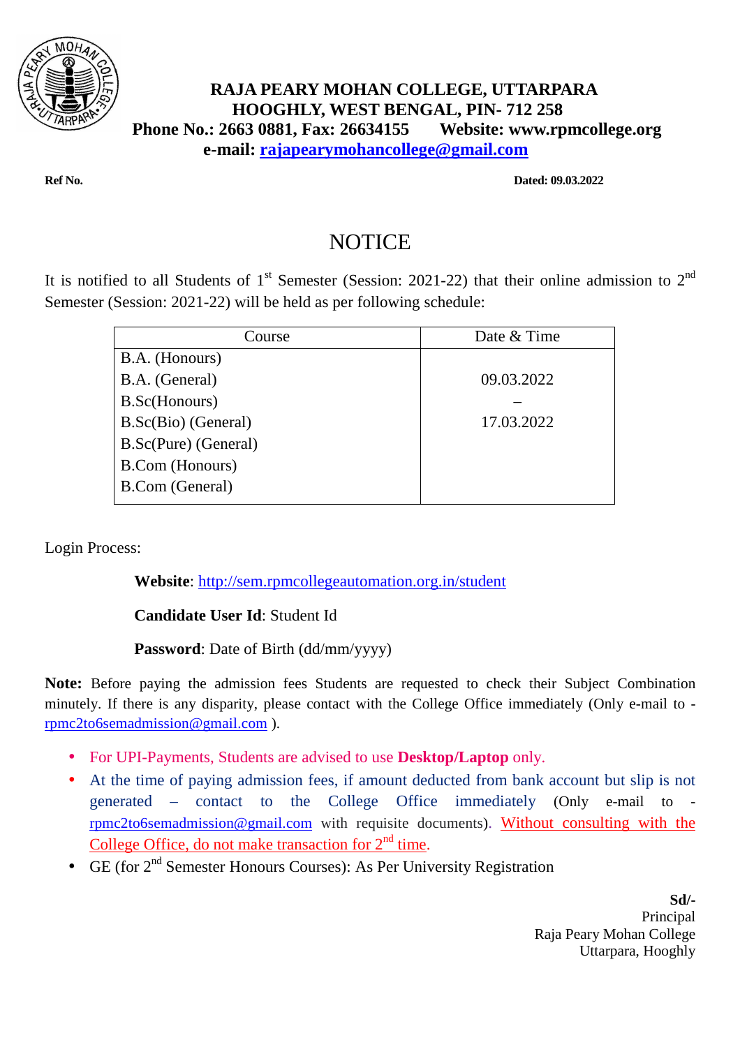**RAJA PEARY MOHAN COLLEGE, UTTARPARA**
**HOOGHLY, WEST BENGAL, PIN- 712 258**
**Phone No.: 2663 0881, Fax: 26634155 Website: www.rpmcollege.org**
**e-mail: rajapearymohancollege@gmail.com**

**Ref No.** **Dated: 09.03.2022**

# NOTICE

It is notified to all Students of 1st Semester (Session: 2021-22) that their online admission to 2nd Semester (Session: 2021-22) will be held as per following schedule:

| Course | Date & Time |
|---|---|
| B.A. (Honours)<br>B.A. (General)<br>B.Sc(Honours)<br>B.Sc(Bio) (General)<br>B.Sc(Pure) (General)<br>B.Com (Honours)<br>B.Com (General) | 09.03.2022<br>–<br>17.03.2022 |

Login Process:

**Website**: http://sem.rpmcollegeautomation.org.in/student

**Candidate User Id**: Student Id

**Password**: Date of Birth (dd/mm/yyyy)

**Note:** Before paying the admission fees Students are requested to check their Subject Combination minutely. If there is any disparity, please contact with the College Office immediately (Only e-mail to - rpmc2to6semadmission@gmail.com ).

- For UPI-Payments, Students are advised to use **Desktop/Laptop** only.
- At the time of paying admission fees, if amount deducted from bank account but slip is not generated – contact to the College Office immediately (Only e-mail to - rpmc2to6semadmission@gmail.com with requisite documents). Without consulting with the College Office, do not make transaction for 2nd time.
- GE (for 2nd Semester Honours Courses): As Per University Registration

**Sd/-**
Principal
Raja Peary Mohan College
Uttarpara, Hooghly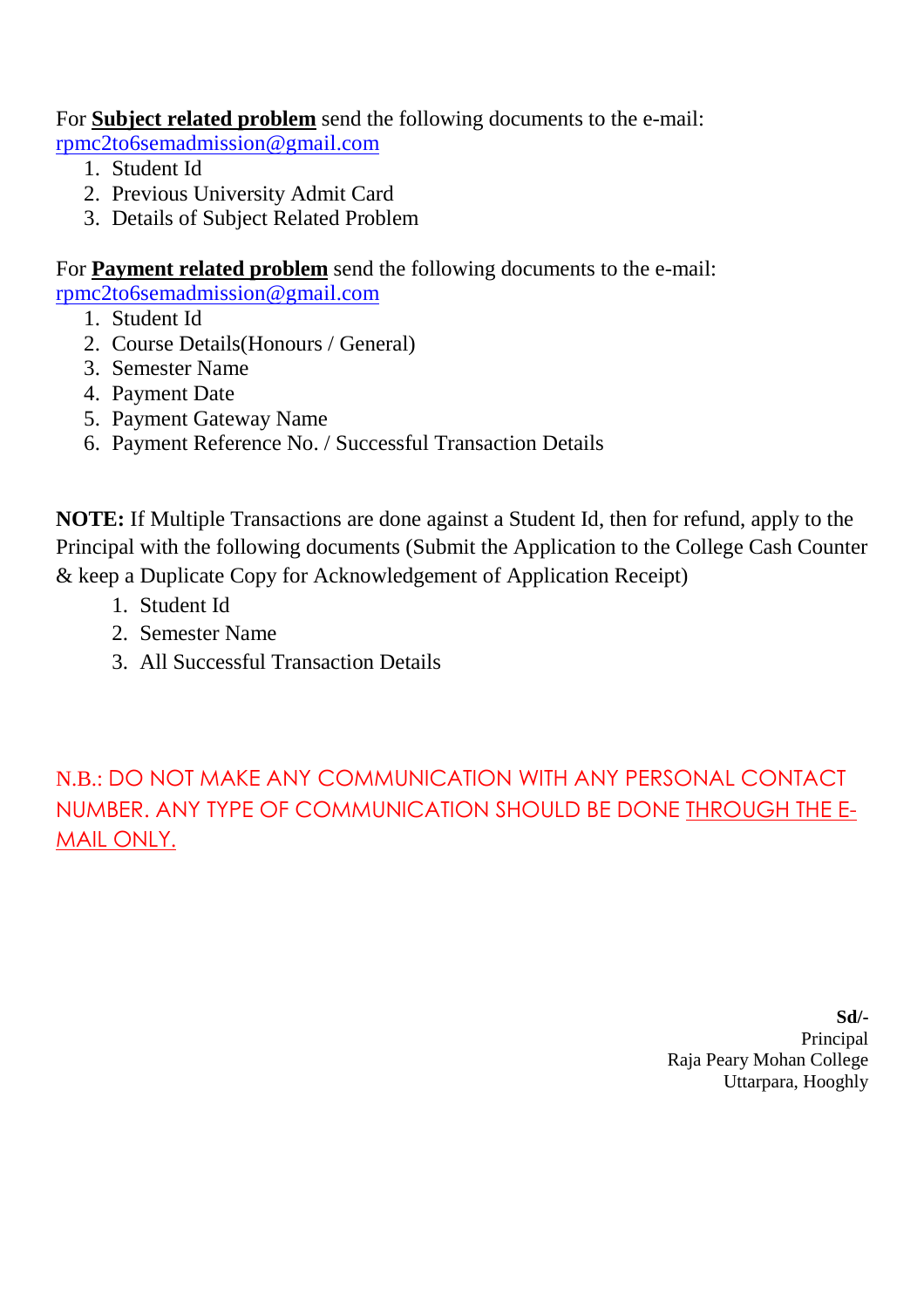For **Subject related problem** send the following documents to the e-mail: rpmc2to6semadmission@gmail.com

1. Student Id
2. Previous University Admit Card
3. Details of Subject Related Problem

For **Payment related problem** send the following documents to the e-mail: rpmc2to6semadmission@gmail.com

1. Student Id
2. Course Details(Honours / General)
3. Semester Name
4. Payment Date
5. Payment Gateway Name
6. Payment Reference No. / Successful Transaction Details

**NOTE:** If Multiple Transactions are done against a Student Id, then for refund, apply to the Principal with the following documents (Submit the Application to the College Cash Counter & keep a Duplicate Copy for Acknowledgement of Application Receipt)

1. Student Id
2. Semester Name
3. All Successful Transaction Details

N.B.: DO NOT MAKE ANY COMMUNICATION WITH ANY PERSONAL CONTACT NUMBER. ANY TYPE OF COMMUNICATION SHOULD BE DONE THROUGH THE E-MAIL ONLY.

**Sd/-**
Principal
Raja Peary Mohan College
Uttarpara, Hooghly